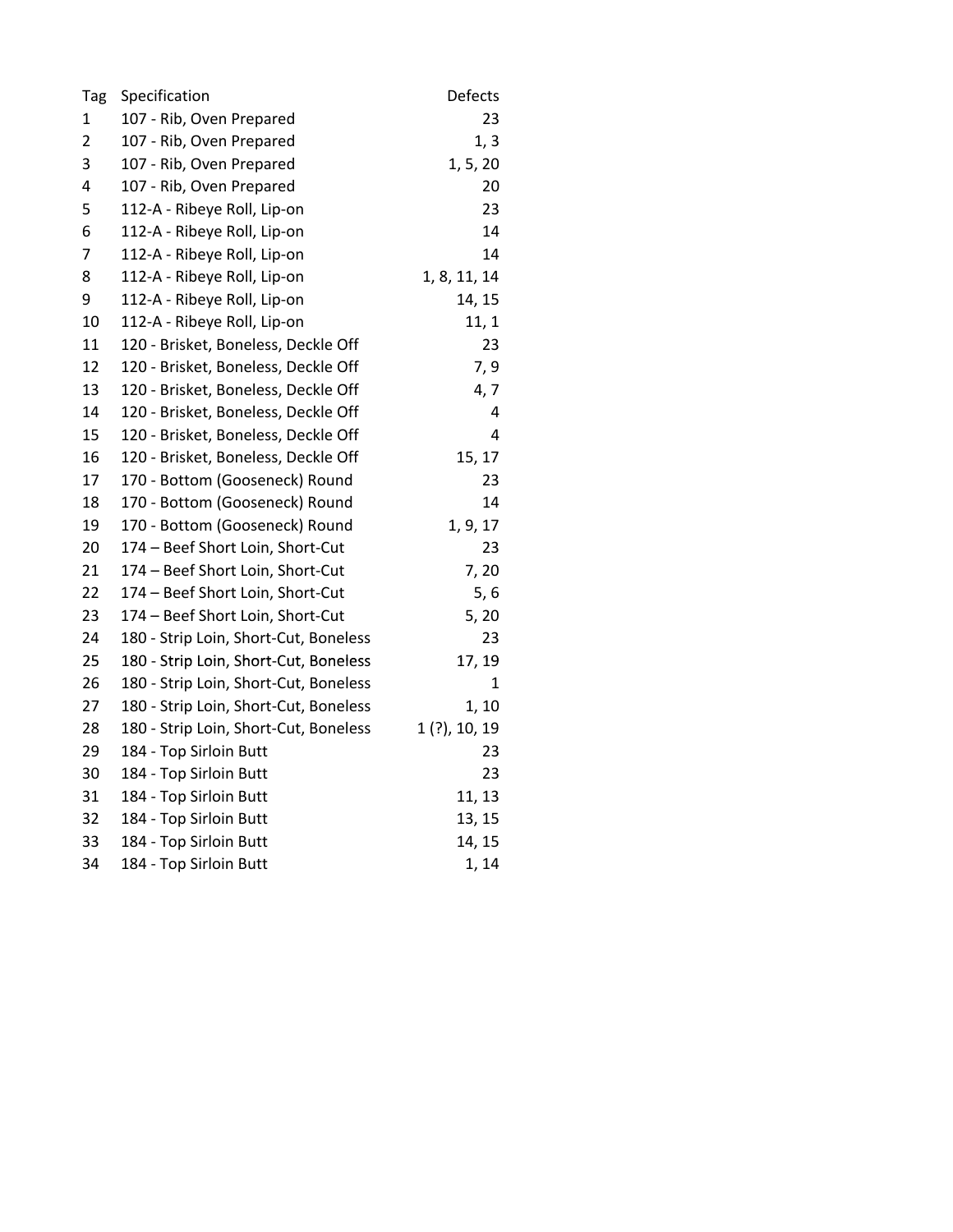| Tag | Specification | Defects |
|---|---|---|
| 1 | 107 - Rib, Oven Prepared | 23 |
| 2 | 107 - Rib, Oven Prepared | 1, 3 |
| 3 | 107 - Rib, Oven Prepared | 1, 5, 20 |
| 4 | 107 - Rib, Oven Prepared | 20 |
| 5 | 112-A - Ribeye Roll, Lip-on | 23 |
| 6 | 112-A - Ribeye Roll, Lip-on | 14 |
| 7 | 112-A - Ribeye Roll, Lip-on | 14 |
| 8 | 112-A - Ribeye Roll, Lip-on | 1, 8, 11, 14 |
| 9 | 112-A - Ribeye Roll, Lip-on | 14, 15 |
| 10 | 112-A - Ribeye Roll, Lip-on | 11, 1 |
| 11 | 120 - Brisket, Boneless, Deckle Off | 23 |
| 12 | 120 - Brisket, Boneless, Deckle Off | 7, 9 |
| 13 | 120 - Brisket, Boneless, Deckle Off | 4, 7 |
| 14 | 120 - Brisket, Boneless, Deckle Off | 4 |
| 15 | 120 - Brisket, Boneless, Deckle Off | 4 |
| 16 | 120 - Brisket, Boneless, Deckle Off | 15, 17 |
| 17 | 170 - Bottom (Gooseneck) Round | 23 |
| 18 | 170 - Bottom (Gooseneck) Round | 14 |
| 19 | 170 - Bottom (Gooseneck) Round | 1, 9, 17 |
| 20 | 174 – Beef Short Loin, Short-Cut | 23 |
| 21 | 174 – Beef Short Loin, Short-Cut | 7, 20 |
| 22 | 174 – Beef Short Loin, Short-Cut | 5, 6 |
| 23 | 174 – Beef Short Loin, Short-Cut | 5, 20 |
| 24 | 180 - Strip Loin, Short-Cut, Boneless | 23 |
| 25 | 180 - Strip Loin, Short-Cut, Boneless | 17, 19 |
| 26 | 180 - Strip Loin, Short-Cut, Boneless | 1 |
| 27 | 180 - Strip Loin, Short-Cut, Boneless | 1, 10 |
| 28 | 180 - Strip Loin, Short-Cut, Boneless | 1 (?), 10, 19 |
| 29 | 184 - Top Sirloin Butt | 23 |
| 30 | 184 - Top Sirloin Butt | 23 |
| 31 | 184 - Top Sirloin Butt | 11, 13 |
| 32 | 184 - Top Sirloin Butt | 13, 15 |
| 33 | 184 - Top Sirloin Butt | 14, 15 |
| 34 | 184 - Top Sirloin Butt | 1, 14 |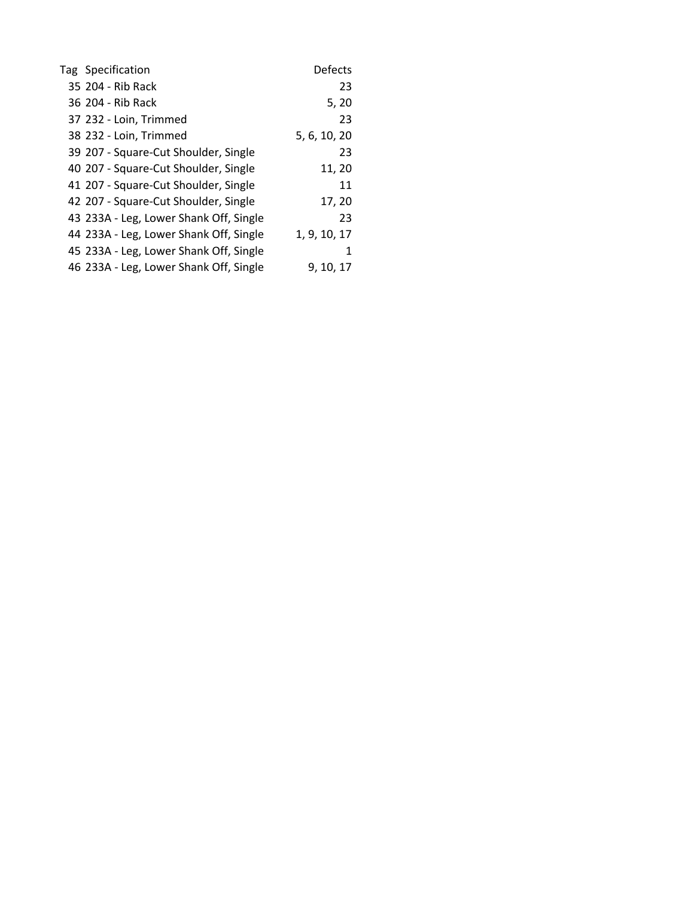| Tag | Specification | Defects |
|---|---|---|
| 35 | 204 - Rib Rack | 23 |
| 36 | 204 - Rib Rack | 5, 20 |
| 37 | 232 - Loin, Trimmed | 23 |
| 38 | 232 - Loin, Trimmed | 5, 6, 10, 20 |
| 39 | 207 - Square-Cut Shoulder, Single | 23 |
| 40 | 207 - Square-Cut Shoulder, Single | 11, 20 |
| 41 | 207 - Square-Cut Shoulder, Single | 11 |
| 42 | 207 - Square-Cut Shoulder, Single | 17, 20 |
| 43 | 233A - Leg, Lower Shank Off, Single | 23 |
| 44 | 233A - Leg, Lower Shank Off, Single | 1, 9, 10, 17 |
| 45 | 233A - Leg, Lower Shank Off, Single | 1 |
| 46 | 233A - Leg, Lower Shank Off, Single | 9, 10, 17 |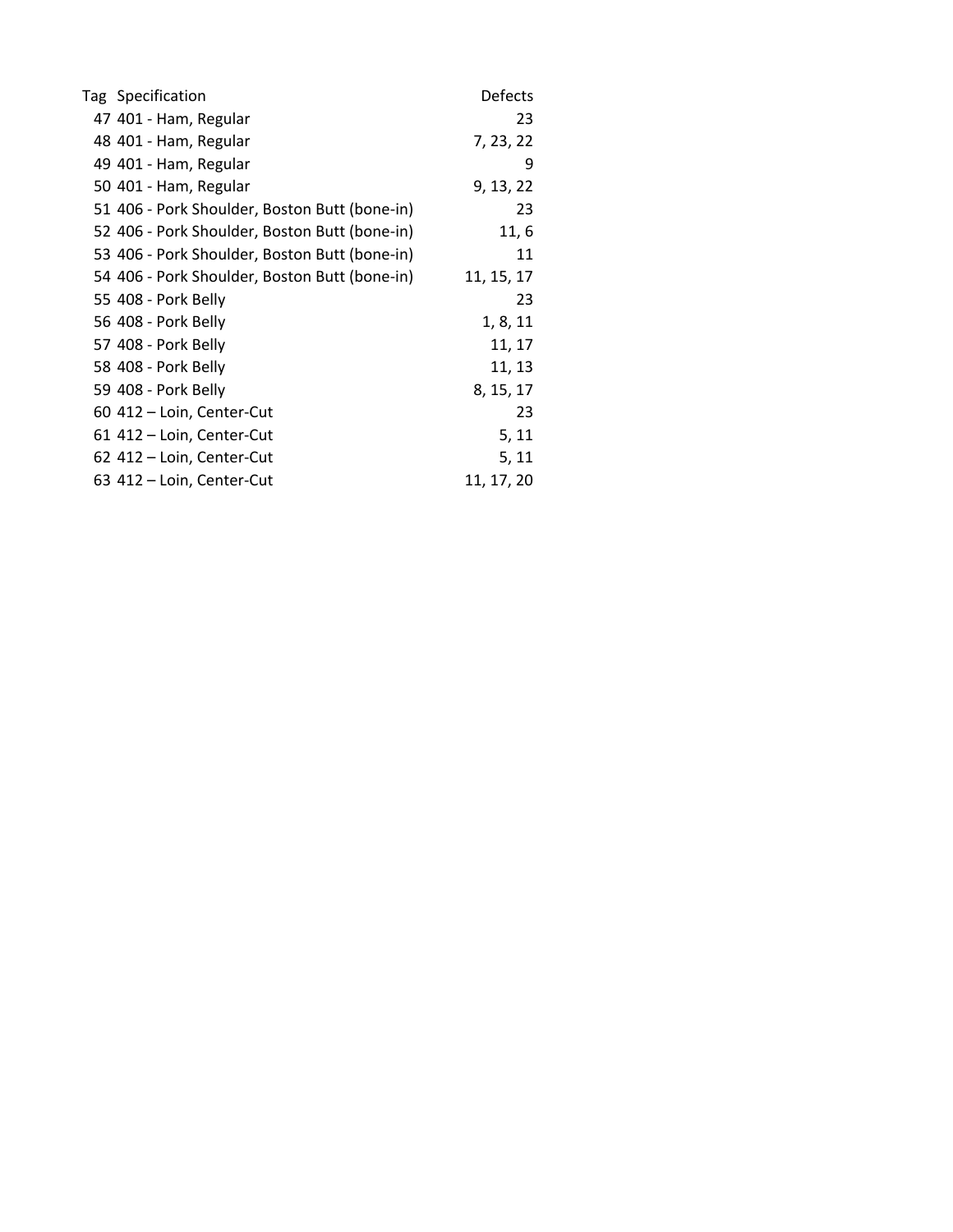| Tag | Specification | Defects |
| --- | --- | --- |
| 47 | 401 - Ham, Regular | 23 |
| 48 | 401 - Ham, Regular | 7, 23, 22 |
| 49 | 401 - Ham, Regular | 9 |
| 50 | 401 - Ham, Regular | 9, 13, 22 |
| 51 | 406 - Pork Shoulder, Boston Butt (bone-in) | 23 |
| 52 | 406 - Pork Shoulder, Boston Butt (bone-in) | 11, 6 |
| 53 | 406 - Pork Shoulder, Boston Butt (bone-in) | 11 |
| 54 | 406 - Pork Shoulder, Boston Butt (bone-in) | 11, 15, 17 |
| 55 | 408 - Pork Belly | 23 |
| 56 | 408 - Pork Belly | 1, 8, 11 |
| 57 | 408 - Pork Belly | 11, 17 |
| 58 | 408 - Pork Belly | 11, 13 |
| 59 | 408 - Pork Belly | 8, 15, 17 |
| 60 | 412 – Loin, Center-Cut | 23 |
| 61 | 412 – Loin, Center-Cut | 5, 11 |
| 62 | 412 – Loin, Center-Cut | 5, 11 |
| 63 | 412 – Loin, Center-Cut | 11, 17, 20 |